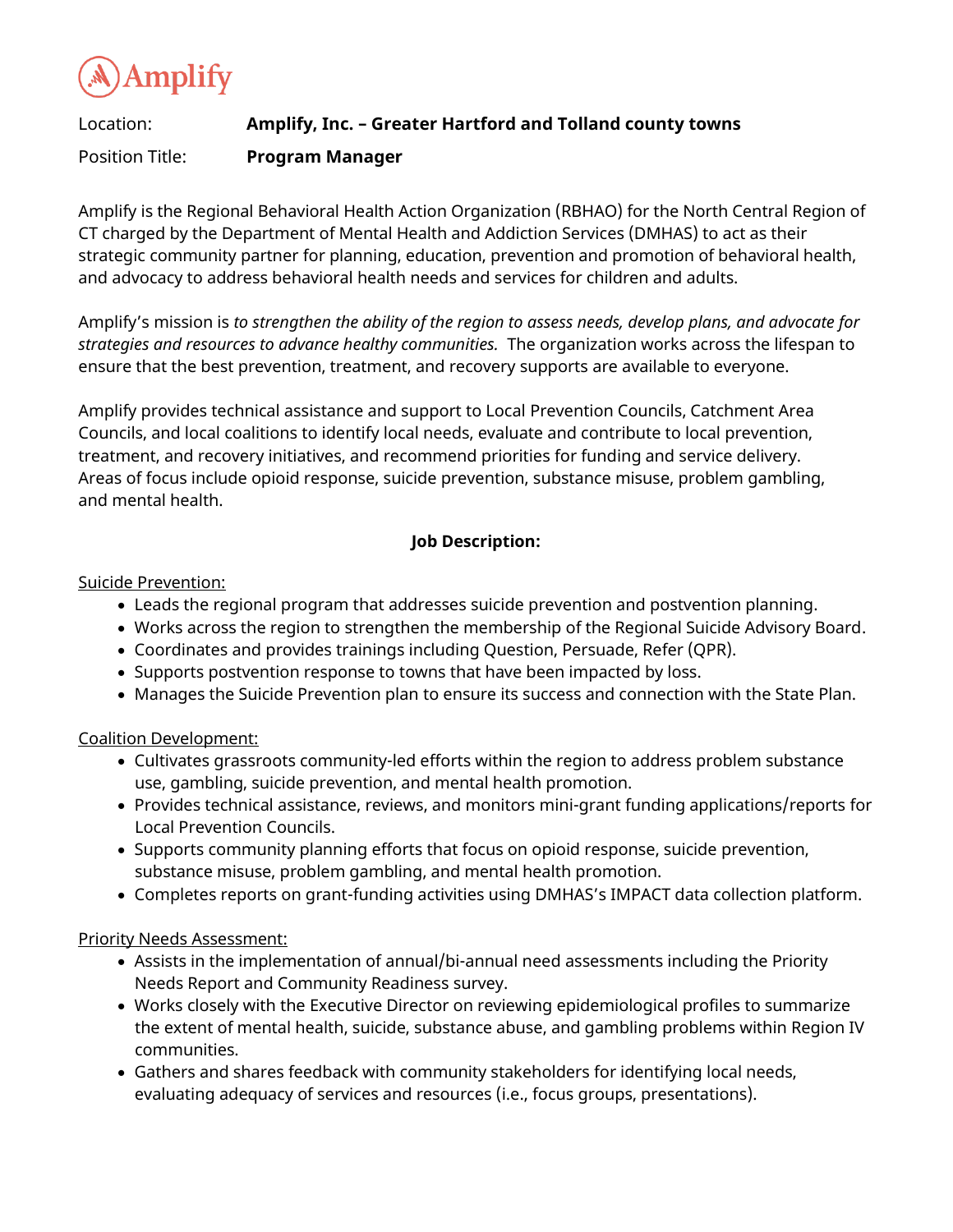Amplify

Location: **Amplify, Inc. – Greater Hartford and Tolland county towns**

Position Title: **Program Manager**

Amplify is the Regional Behavioral Health Action Organization (RBHAO) for the North Central Region of CT charged by the Department of Mental Health and Addiction Services (DMHAS) to act as their strategic community partner for planning, education, prevention and promotion of behavioral health, and advocacy to address behavioral health needs and services for children and adults.

Amplify's mission is *to strengthen the ability of the region to assess needs, develop plans, and advocate for strategies and resources to advance healthy communities.* The organization works across the lifespan to ensure that the best prevention, treatment, and recovery supports are available to everyone.

Amplify provides technical assistance and support to Local Prevention Councils, Catchment Area Councils, and local coalitions to identify local needs, evaluate and contribute to local prevention, treatment, and recovery initiatives, and recommend priorities for funding and service delivery. Areas of focus include opioid response, suicide prevention, substance misuse, problem gambling, and mental health.

**Job Description:**

<u>Suicide Prevention:</u>

- Leads the regional program that addresses suicide prevention and postvention planning.
- Works across the region to strengthen the membership of the Regional Suicide Advisory Board.
- Coordinates and provides trainings including Question, Persuade, Refer (QPR).
- Supports postvention response to towns that have been impacted by loss.
- Manages the Suicide Prevention plan to ensure its success and connection with the State Plan.

<u>Coalition Development:</u>

- Cultivates grassroots community-led efforts within the region to address problem substance use, gambling, suicide prevention, and mental health promotion.
- Provides technical assistance, reviews, and monitors mini-grant funding applications/reports for Local Prevention Councils.
- Supports community planning efforts that focus on opioid response, suicide prevention, substance misuse, problem gambling, and mental health promotion.
- Completes reports on grant-funding activities using DMHAS's IMPACT data collection platform.

<u>Priority Needs Assessment:</u>

- Assists in the implementation of annual/bi-annual need assessments including the Priority Needs Report and Community Readiness survey.
- Works closely with the Executive Director on reviewing epidemiological profiles to summarize the extent of mental health, suicide, substance abuse, and gambling problems within Region IV communities.
- Gathers and shares feedback with community stakeholders for identifying local needs, evaluating adequacy of services and resources (i.e., focus groups, presentations).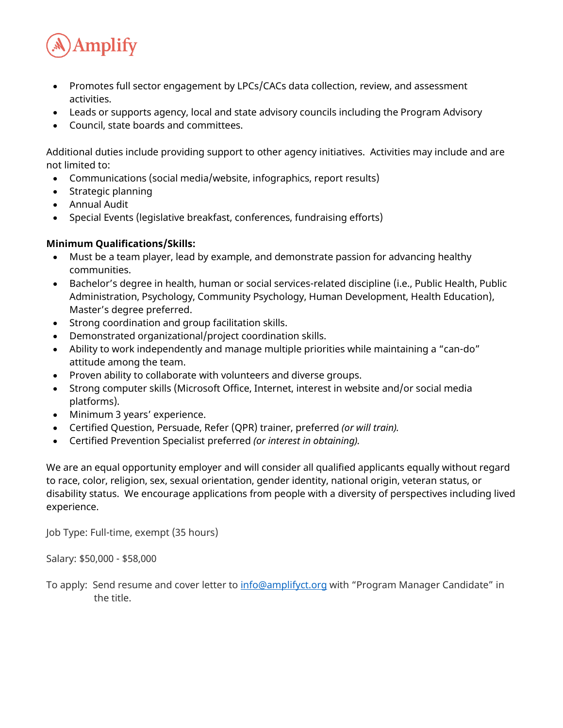- Promotes full sector engagement by LPCs/CACs data collection, review, and assessment activities.
- Leads or supports agency, local and state advisory councils including the Program Advisory
- Council, state boards and committees.

Additional duties include providing support to other agency initiatives. Activities may include and are not limited to:

- Communications (social media/website, infographics, report results)
- Strategic planning
- Annual Audit
- Special Events (legislative breakfast, conferences, fundraising efforts)

**Minimum Qualifications/Skills:**

- Must be a team player, lead by example, and demonstrate passion for advancing healthy communities.
- Bachelor's degree in health, human or social services-related discipline (i.e., Public Health, Public Administration, Psychology, Community Psychology, Human Development, Health Education), Master's degree preferred.
- Strong coordination and group facilitation skills.
- Demonstrated organizational/project coordination skills.
- Ability to work independently and manage multiple priorities while maintaining a "can-do" attitude among the team.
- Proven ability to collaborate with volunteers and diverse groups.
- Strong computer skills (Microsoft Office, Internet, interest in website and/or social media platforms).
- Minimum 3 years' experience.
- Certified Question, Persuade, Refer (QPR) trainer, preferred *(or will train).*
- Certified Prevention Specialist preferred *(or interest in obtaining).*

We are an equal opportunity employer and will consider all qualified applicants equally without regard to race, color, religion, sex, sexual orientation, gender identity, national origin, veteran status, or disability status. We encourage applications from people with a diversity of perspectives including lived experience.

Job Type: Full-time, exempt (35 hours)

Salary: $50,000 - $58,000

To apply: Send resume and cover letter to info@amplifyct.org with "Program Manager Candidate" in the title.